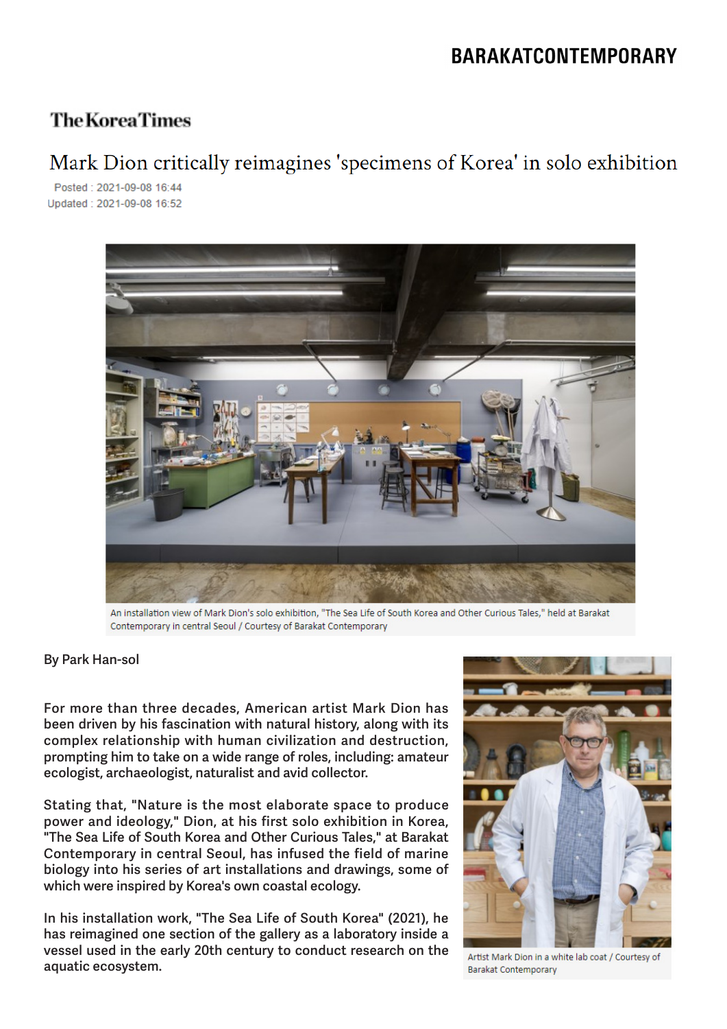BARAKATCONTEMPORARY

The Korea Times

# Mark Dion critically reimagines 'specimens of Korea' in solo exhibition

Posted : 2021-09-08 16:44
Updated : 2021-09-08 16:52

An installation view of Mark Dion's solo exhibition, "The Sea Life of South Korea and Other Curious Tales," held at Barakat Contemporary in central Seoul / Courtesy of Barakat Contemporary

By Park Han-sol

For more than three decades, American artist Mark Dion has been driven by his fascination with natural history, along with its complex relationship with human civilization and destruction, prompting him to take on a wide range of roles, including: amateur ecologist, archaeologist, naturalist and avid collector.

Stating that, "Nature is the most elaborate space to produce power and ideology," Dion, at his first solo exhibition in Korea, "The Sea Life of South Korea and Other Curious Tales," at Barakat Contemporary in central Seoul, has infused the field of marine biology into his series of art installations and drawings, some of which were inspired by Korea's own coastal ecology.

In his installation work, "The Sea Life of South Korea" (2021), he has reimagined one section of the gallery as a laboratory inside a vessel used in the early 20th century to conduct research on the aquatic ecosystem.

Artist Mark Dion in a white lab coat / Courtesy of Barakat Contemporary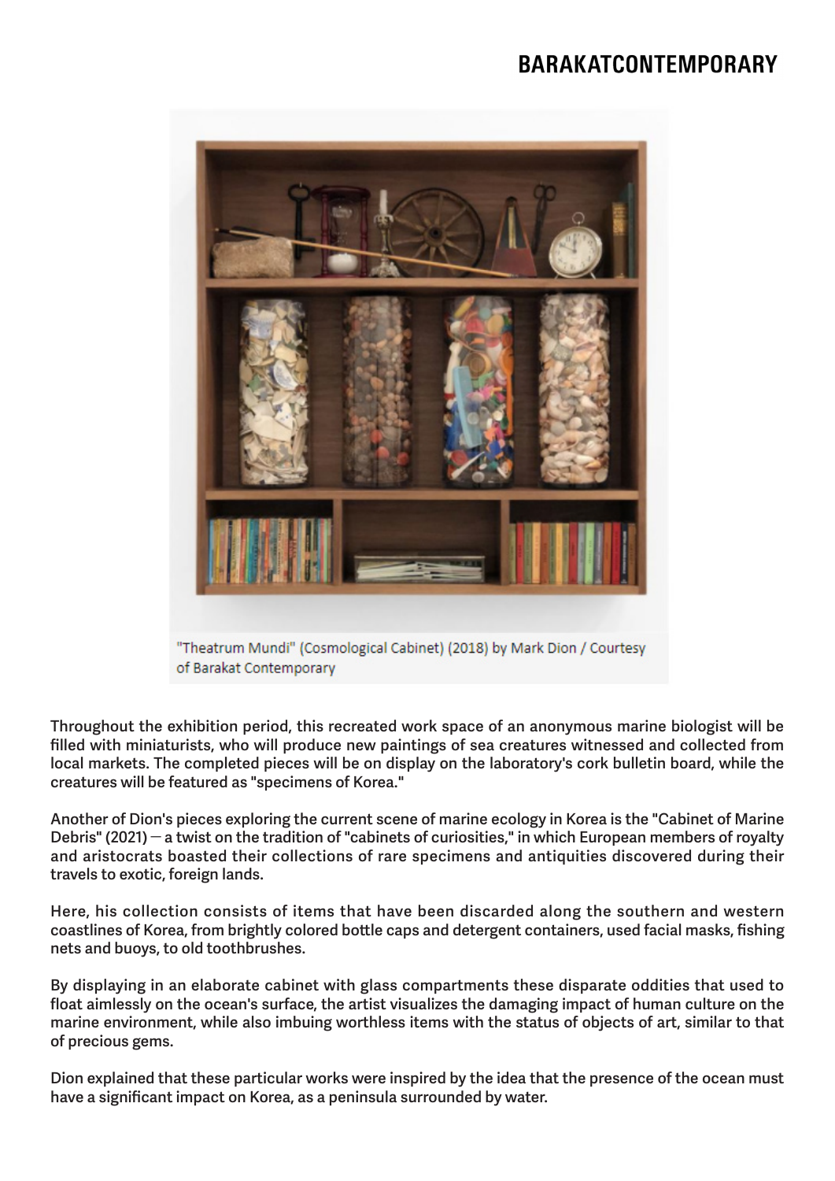"Theatrum Mundi" (Cosmological Cabinet) (2018) by Mark Dion / Courtesy of Barakat Contemporary

Throughout the exhibition period, this recreated work space of an anonymous marine biologist will be filled with miniaturists, who will produce new paintings of sea creatures witnessed and collected from local markets. The completed pieces will be on display on the laboratory's cork bulletin board, while the creatures will be featured as "specimens of Korea."

Another of Dion's pieces exploring the current scene of marine ecology in Korea is the "Cabinet of Marine Debris" (2021) — a twist on the tradition of "cabinets of curiosities," in which European members of royalty and aristocrats boasted their collections of rare specimens and antiquities discovered during their travels to exotic, foreign lands.

Here, his collection consists of items that have been discarded along the southern and western coastlines of Korea, from brightly colored bottle caps and detergent containers, used facial masks, fishing nets and buoys, to old toothbrushes.

By displaying in an elaborate cabinet with glass compartments these disparate oddities that used to float aimlessly on the ocean's surface, the artist visualizes the damaging impact of human culture on the marine environment, while also imbuing worthless items with the status of objects of art, similar to that of precious gems.

Dion explained that these particular works were inspired by the idea that the presence of the ocean must have a significant impact on Korea, as a peninsula surrounded by water.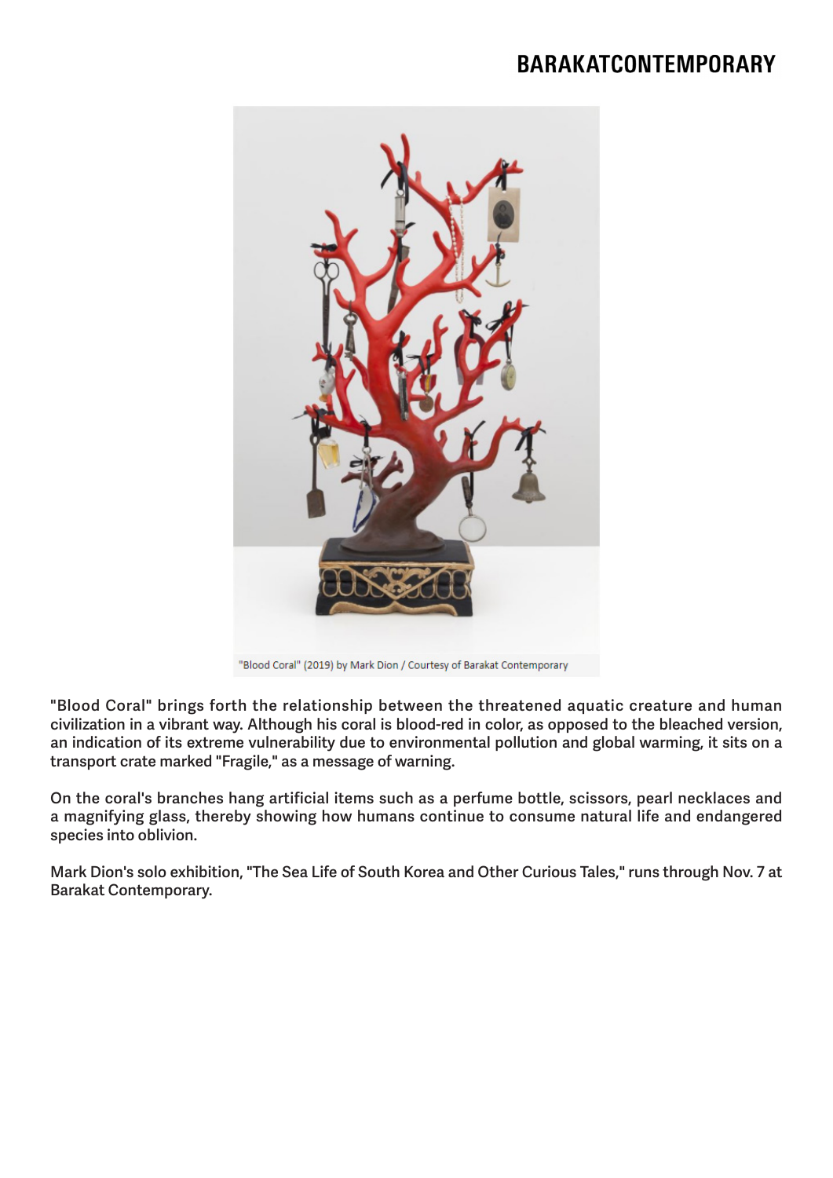"Blood Coral" (2019) by Mark Dion / Courtesy of Barakat Contemporary

"Blood Coral" brings forth the relationship between the threatened aquatic creature and human civilization in a vibrant way. Although his coral is blood-red in color, as opposed to the bleached version, an indication of its extreme vulnerability due to environmental pollution and global warming, it sits on a transport crate marked "Fragile," as a message of warning.

On the coral's branches hang artificial items such as a perfume bottle, scissors, pearl necklaces and a magnifying glass, thereby showing how humans continue to consume natural life and endangered species into oblivion.

Mark Dion's solo exhibition, "The Sea Life of South Korea and Other Curious Tales," runs through Nov. 7 at Barakat Contemporary.